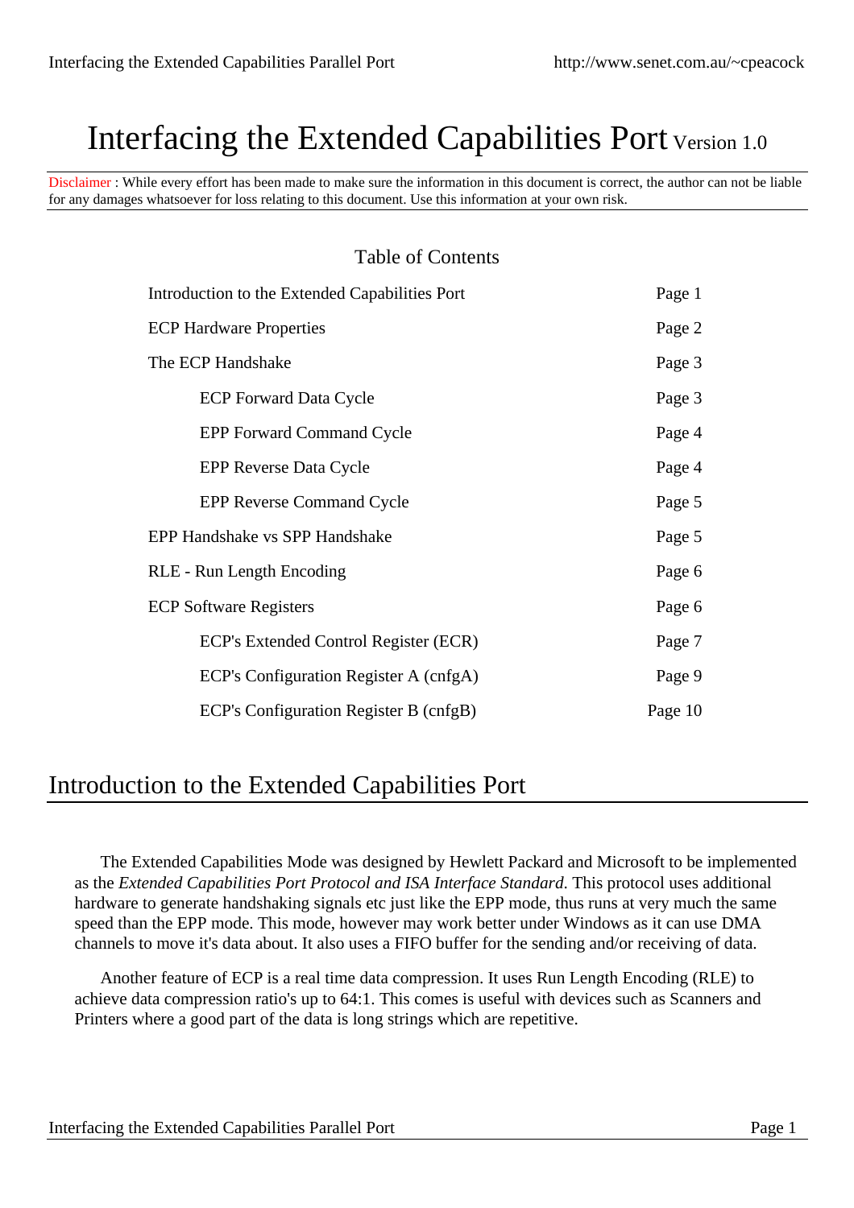# Interfacing the Extended Capabilities Port Version 1.0

Disclaimer : While every effort has been made to make sure the information in this document is correct, the author can not be liable for any damages whatsoever for loss relating to this document. Use this information at your own risk.

## Table of Contents

| | |
|---|---|
| Introduction to the Extended Capabilities Port | Page 1 |
| ECP Hardware Properties | Page 2 |
| The ECP Handshake | Page 3 |
| &nbsp;&nbsp;&nbsp;&nbsp;ECP Forward Data Cycle | Page 3 |
| &nbsp;&nbsp;&nbsp;&nbsp;EPP Forward Command Cycle | Page 4 |
| &nbsp;&nbsp;&nbsp;&nbsp;EPP Reverse Data Cycle | Page 4 |
| &nbsp;&nbsp;&nbsp;&nbsp;EPP Reverse Command Cycle | Page 5 |
| EPP Handshake vs SPP Handshake | Page 5 |
| RLE - Run Length Encoding | Page 6 |
| ECP Software Registers | Page 6 |
| &nbsp;&nbsp;&nbsp;&nbsp;ECP's Extended Control Register (ECR) | Page 7 |
| &nbsp;&nbsp;&nbsp;&nbsp;ECP's Configuration Register A (cnfgA) | Page 9 |
| &nbsp;&nbsp;&nbsp;&nbsp;ECP's Configuration Register B (cnfgB) | Page 10 |

## Introduction to the Extended Capabilities Port

The Extended Capabilities Mode was designed by Hewlett Packard and Microsoft to be implemented as the *Extended Capabilities Port Protocol and ISA Interface Standard*. This protocol uses additional hardware to generate handshaking signals etc just like the EPP mode, thus runs at very much the same speed than the EPP mode. This mode, however may work better under Windows as it can use DMA channels to move it's data about. It also uses a FIFO buffer for the sending and/or receiving of data.

Another feature of ECP is a real time data compression. It uses Run Length Encoding (RLE) to achieve data compression ratio's up to 64:1. This comes is useful with devices such as Scanners and Printers where a good part of the data is long strings which are repetitive.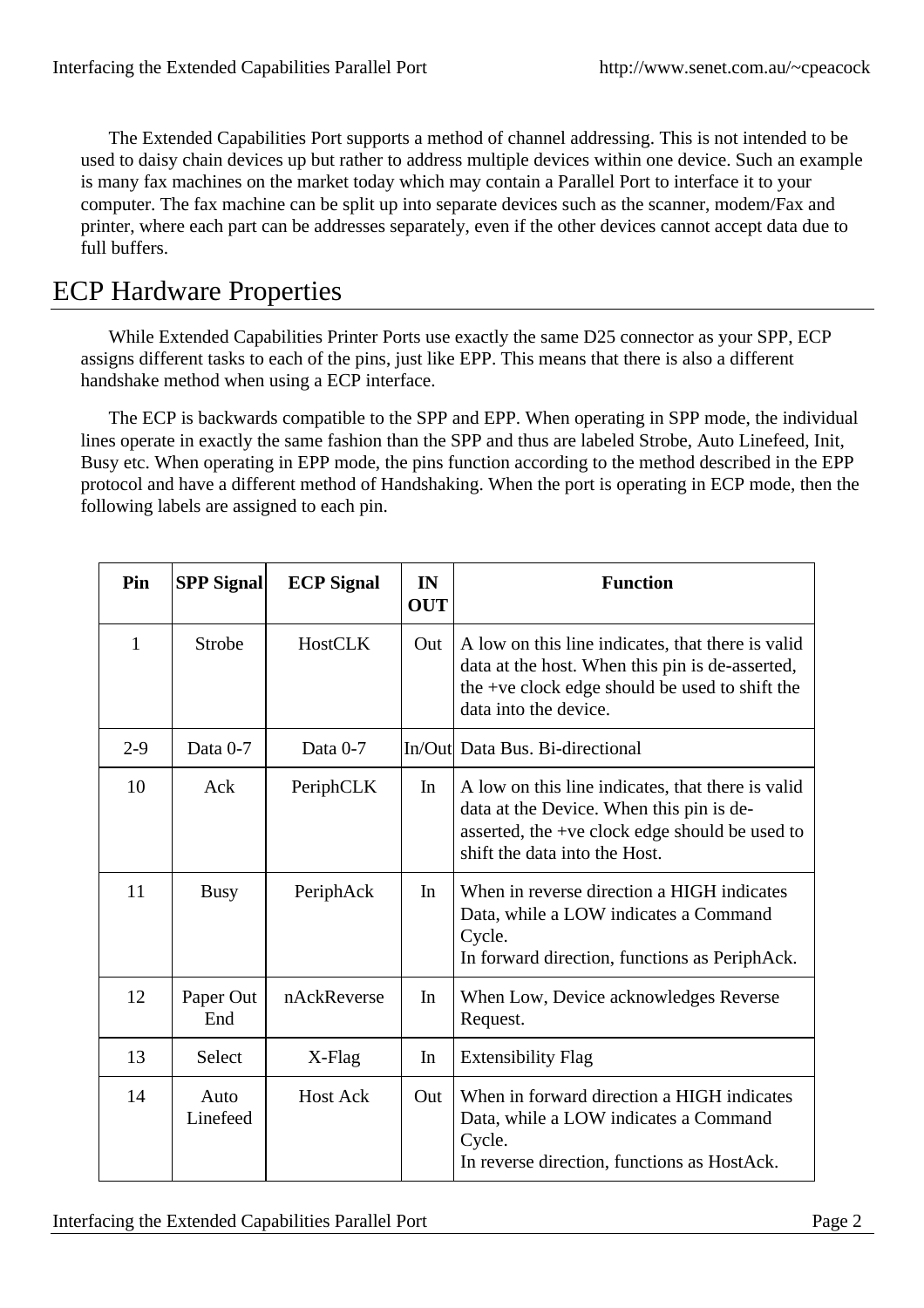The Extended Capabilities Port supports a method of channel addressing. This is not intended to be used to daisy chain devices up but rather to address multiple devices within one device. Such an example is many fax machines on the market today which may contain a Parallel Port to interface it to your computer. The fax machine can be split up into separate devices such as the scanner, modem/Fax and printer, where each part can be addresses separately, even if the other devices cannot accept data due to full buffers.

# ECP Hardware Properties

While Extended Capabilities Printer Ports use exactly the same D25 connector as your SPP, ECP assigns different tasks to each of the pins, just like EPP. This means that there is also a different handshake method when using a ECP interface.

The ECP is backwards compatible to the SPP and EPP. When operating in SPP mode, the individual lines operate in exactly the same fashion than the SPP and thus are labeled Strobe, Auto Linefeed, Init, Busy etc. When operating in EPP mode, the pins function according to the method described in the EPP protocol and have a different method of Handshaking. When the port is operating in ECP mode, then the following labels are assigned to each pin.

| Pin | SPP Signal | ECP Signal | IN OUT | Function |
|---|---|---|---|---|
| 1 | Strobe | HostCLK | Out | A low on this line indicates, that there is valid data at the host. When this pin is de-asserted, the +ve clock edge should be used to shift the data into the device. |
| 2-9 | Data 0-7 | Data 0-7 | In/Out | Data Bus. Bi-directional |
| 10 | Ack | PeriphCLK | In | A low on this line indicates, that there is valid data at the Device. When this pin is de-asserted, the +ve clock edge should be used to shift the data into the Host. |
| 11 | Busy | PeriphAck | In | When in reverse direction a HIGH indicates Data, while a LOW indicates a Command Cycle.<br>In forward direction, functions as PeriphAck. |
| 12 | Paper Out End | nAckReverse | In | When Low, Device acknowledges Reverse Request. |
| 13 | Select | X-Flag | In | Extensibility Flag |
| 14 | Auto Linefeed | Host Ack | Out | When in forward direction a HIGH indicates Data, while a LOW indicates a Command Cycle.<br>In reverse direction, functions as HostAck. |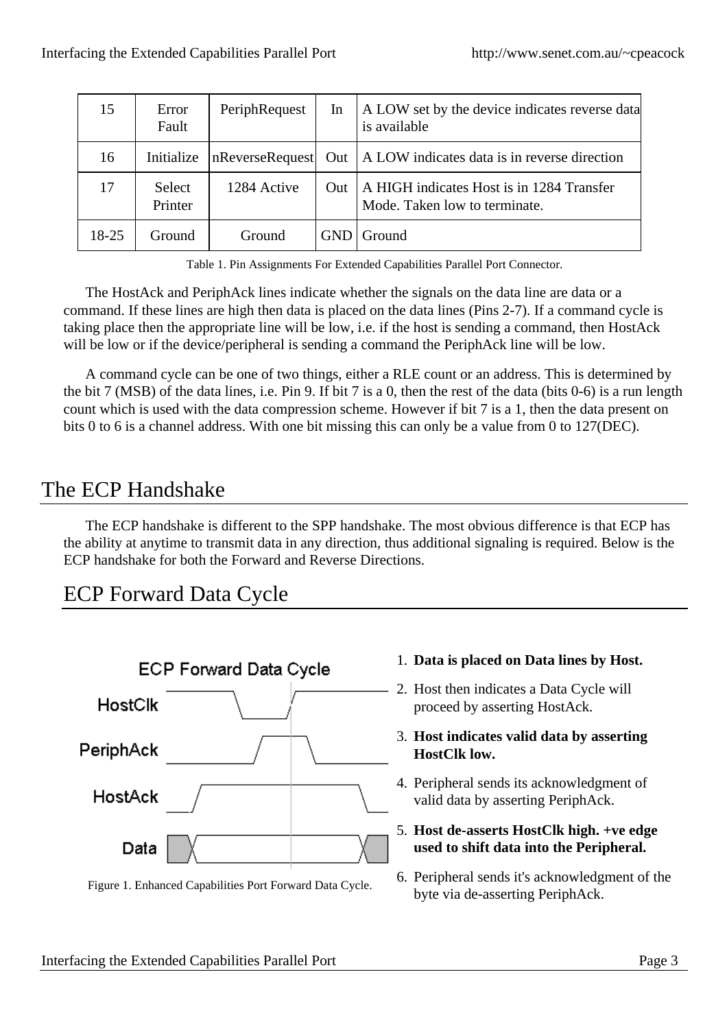| 15 | Error Fault | PeriphRequest | In | A LOW set by the device indicates reverse data is available |
|---|---|---|---|---|
| 16 | Initialize | nReverseRequest | Out | A LOW indicates data is in reverse direction |
| 17 | Select Printer | 1284 Active | Out | A HIGH indicates Host is in 1284 Transfer Mode. Taken low to terminate. |
| 18-25 | Ground | Ground | GND | Ground |

Table 1. Pin Assignments For Extended Capabilities Parallel Port Connector.

The HostAck and PeriphAck lines indicate whether the signals on the data line are data or a command. If these lines are high then data is placed on the data lines (Pins 2-7). If a command cycle is taking place then the appropriate line will be low, i.e. if the host is sending a command, then HostAck will be low or if the device/peripheral is sending a command the PeriphAck line will be low.

A command cycle can be one of two things, either a RLE count or an address. This is determined by the bit 7 (MSB) of the data lines, i.e. Pin 9. If bit 7 is a 0, then the rest of the data (bits 0-6) is a run length count which is used with the data compression scheme. However if bit 7 is a 1, then the data present on bits 0 to 6 is a channel address. With one bit missing this can only be a value from 0 to 127(DEC).

# The ECP Handshake

The ECP handshake is different to the SPP handshake. The most obvious difference is that ECP has the ability at anytime to transmit data in any direction, thus additional signaling is required. Below is the ECP handshake for both the Forward and Reverse Directions.

## ECP Forward Data Cycle

Figure 1. Enhanced Capabilities Port Forward Data Cycle.

1. **Data is placed on Data lines by Host.**
2. Host then indicates a Data Cycle will proceed by asserting HostAck.
3. **Host indicates valid data by asserting HostClk low.**
4. Peripheral sends its acknowledgment of valid data by asserting PeriphAck.
5. **Host de-asserts HostClk high. +ve edge used to shift data into the Peripheral.**
6. Peripheral sends it's acknowledgment of the byte via de-asserting PeriphAck.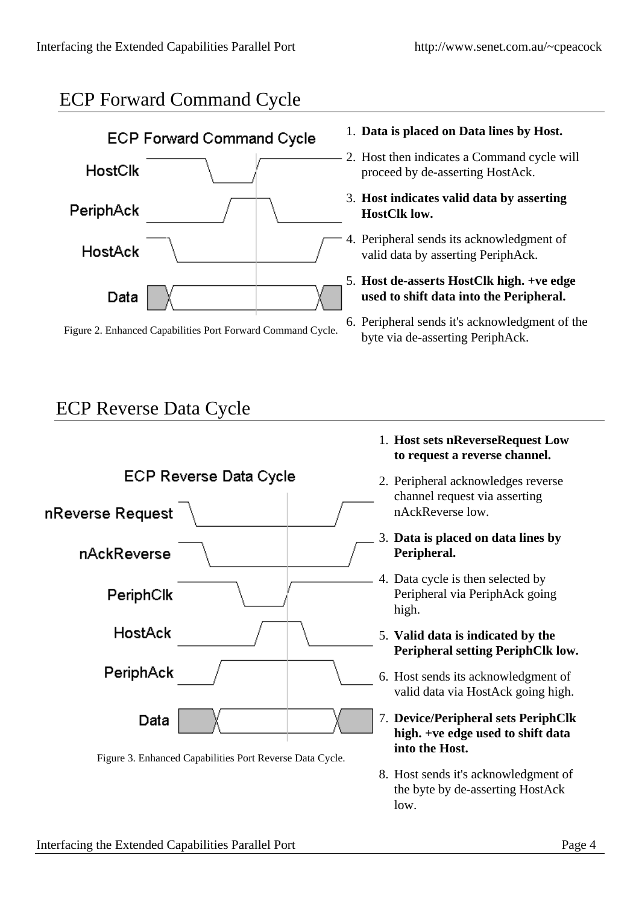## ECP Forward Command Cycle

Figure 2. Enhanced Capabilities Port Forward Command Cycle.

1. **Data is placed on Data lines by Host.**
2. Host then indicates a Command cycle will proceed by de-asserting HostAck.
3. **Host indicates valid data by asserting HostClk low.**
4. Peripheral sends its acknowledgment of valid data by asserting PeriphAck.
5. **Host de-asserts HostClk high. +ve edge used to shift data into the Peripheral.**
6. Peripheral sends it's acknowledgment of the byte via de-asserting PeriphAck.

## ECP Reverse Data Cycle

Figure 3. Enhanced Capabilities Port Reverse Data Cycle.

1. **Host sets nReverseRequest Low to request a reverse channel.**
2. Peripheral acknowledges reverse channel request via asserting nAckReverse low.
3. **Data is placed on data lines by Peripheral.**
4. Data cycle is then selected by Peripheral via PeriphAck going high.
5. **Valid data is indicated by the Peripheral setting PeriphClk low.**
6. Host sends its acknowledgment of valid data via HostAck going high.
7. **Device/Peripheral sets PeriphClk high. +ve edge used to shift data into the Host.**
8. Host sends it's acknowledgment of the byte by de-asserting HostAck low.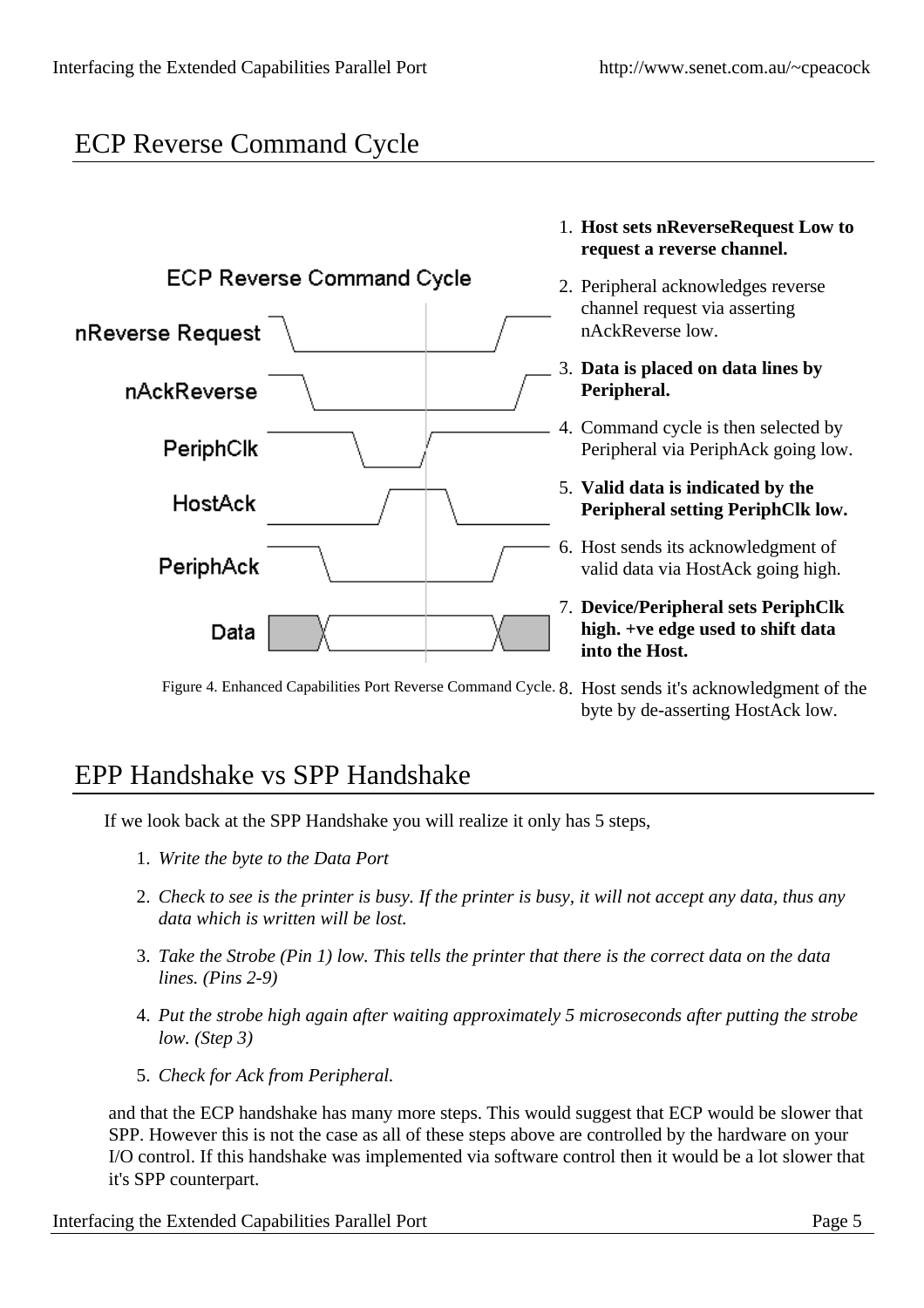## ECP Reverse Command Cycle

Figure 4. Enhanced Capabilities Port Reverse Command Cycle.

1. **Host sets nReverseRequest Low to request a reverse channel.**
2. Peripheral acknowledges reverse channel request via asserting nAckReverse low.
3. **Data is placed on data lines by Peripheral.**
4. Command cycle is then selected by Peripheral via PeriphAck going low.
5. **Valid data is indicated by the Peripheral setting PeriphClk low.**
6. Host sends its acknowledgment of valid data via HostAck going high.
7. **Device/Peripheral sets PeriphClk high. +ve edge used to shift data into the Host.**
8. Host sends it's acknowledgment of the byte by de-asserting HostAck low.

## EPP Handshake vs SPP Handshake

If we look back at the SPP Handshake you will realize it only has 5 steps,

1. *Write the byte to the Data Port*
2. *Check to see is the printer is busy. If the printer is busy, it will not accept any data, thus any data which is written will be lost.*
3. *Take the Strobe (Pin 1) low. This tells the printer that there is the correct data on the data lines. (Pins 2-9)*
4. *Put the strobe high again after waiting approximately 5 microseconds after putting the strobe low. (Step 3)*
5. *Check for Ack from Peripheral.*

and that the ECP handshake has many more steps. This would suggest that ECP would be slower that SPP. However this is not the case as all of these steps above are controlled by the hardware on your I/O control. If this handshake was implemented via software control then it would be a lot slower that it's SPP counterpart.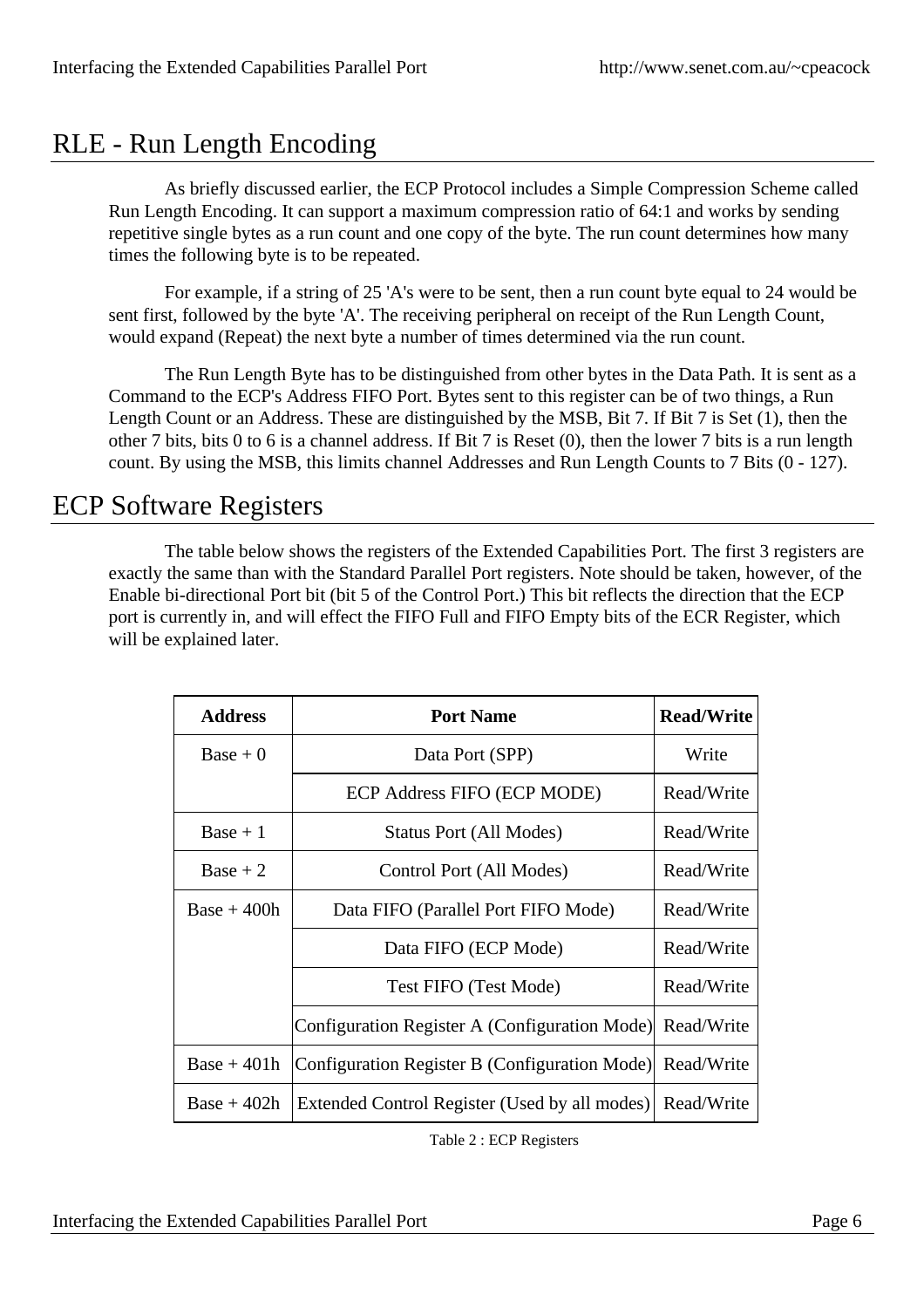## RLE - Run Length Encoding

As briefly discussed earlier, the ECP Protocol includes a Simple Compression Scheme called Run Length Encoding. It can support a maximum compression ratio of 64:1 and works by sending repetitive single bytes as a run count and one copy of the byte. The run count determines how many times the following byte is to be repeated.

For example, if a string of 25 'A's were to be sent, then a run count byte equal to 24 would be sent first, followed by the byte 'A'. The receiving peripheral on receipt of the Run Length Count, would expand (Repeat) the next byte a number of times determined via the run count.

The Run Length Byte has to be distinguished from other bytes in the Data Path. It is sent as a Command to the ECP's Address FIFO Port. Bytes sent to this register can be of two things, a Run Length Count or an Address. These are distinguished by the MSB, Bit 7. If Bit 7 is Set (1), then the other 7 bits, bits 0 to 6 is a channel address. If Bit 7 is Reset (0), then the lower 7 bits is a run length count. By using the MSB, this limits channel Addresses and Run Length Counts to 7 Bits (0 - 127).

## ECP Software Registers

The table below shows the registers of the Extended Capabilities Port. The first 3 registers are exactly the same than with the Standard Parallel Port registers. Note should be taken, however, of the Enable bi-directional Port bit (bit 5 of the Control Port.) This bit reflects the direction that the ECP port is currently in, and will effect the FIFO Full and FIFO Empty bits of the ECR Register, which will be explained later.

| Address | Port Name | Read/Write |
|---|---|---|
| Base + 0 | Data Port (SPP) | Write |
| | ECP Address FIFO (ECP MODE) | Read/Write |
| Base + 1 | Status Port (All Modes) | Read/Write |
| Base + 2 | Control Port (All Modes) | Read/Write |
| Base + 400h | Data FIFO (Parallel Port FIFO Mode) | Read/Write |
| | Data FIFO (ECP Mode) | Read/Write |
| | Test FIFO (Test Mode) | Read/Write |
| | Configuration Register A (Configuration Mode) | Read/Write |
| Base + 401h | Configuration Register B (Configuration Mode) | Read/Write |
| Base + 402h | Extended Control Register (Used by all modes) | Read/Write |

Table 2 : ECP Registers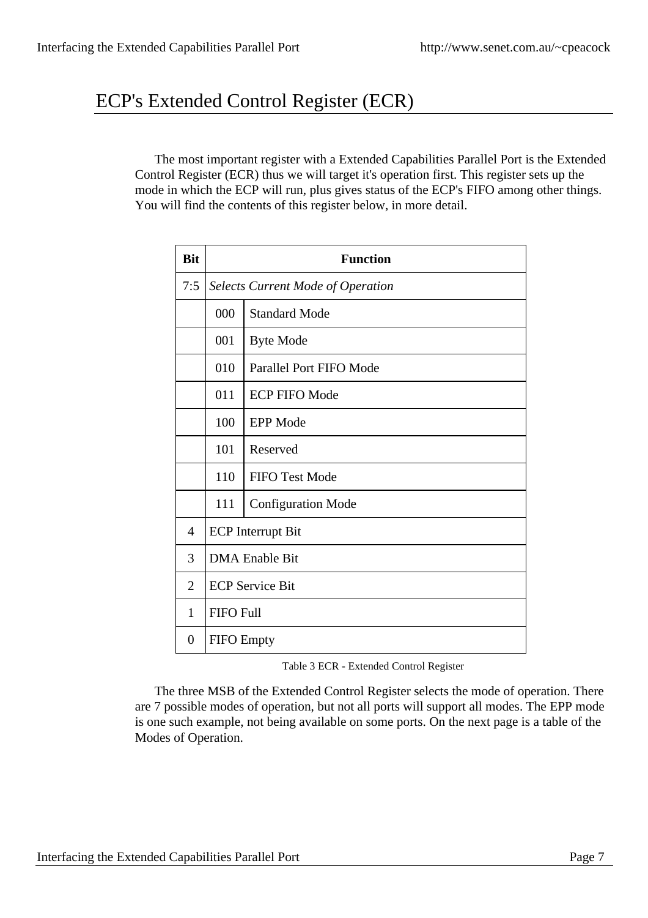# ECP's Extended Control Register (ECR)

The most important register with a Extended Capabilities Parallel Port is the Extended Control Register (ECR) thus we will target it's operation first. This register sets up the mode in which the ECP will run, plus gives status of the ECP's FIFO among other things. You will find the contents of this register below, in more detail.

| Bit | Function | |
|---|---|---|
| 7:5 | *Selects Current Mode of Operation* | |
| | 000 | Standard Mode |
| | 001 | Byte Mode |
| | 010 | Parallel Port FIFO Mode |
| | 011 | ECP FIFO Mode |
| | 100 | EPP Mode |
| | 101 | Reserved |
| | 110 | FIFO Test Mode |
| | 111 | Configuration Mode |
| 4 | ECP Interrupt Bit | |
| 3 | DMA Enable Bit | |
| 2 | ECP Service Bit | |
| 1 | FIFO Full | |
| 0 | FIFO Empty | |

Table 3 ECR - Extended Control Register

The three MSB of the Extended Control Register selects the mode of operation. There are 7 possible modes of operation, but not all ports will support all modes. The EPP mode is one such example, not being available on some ports. On the next page is a table of the Modes of Operation.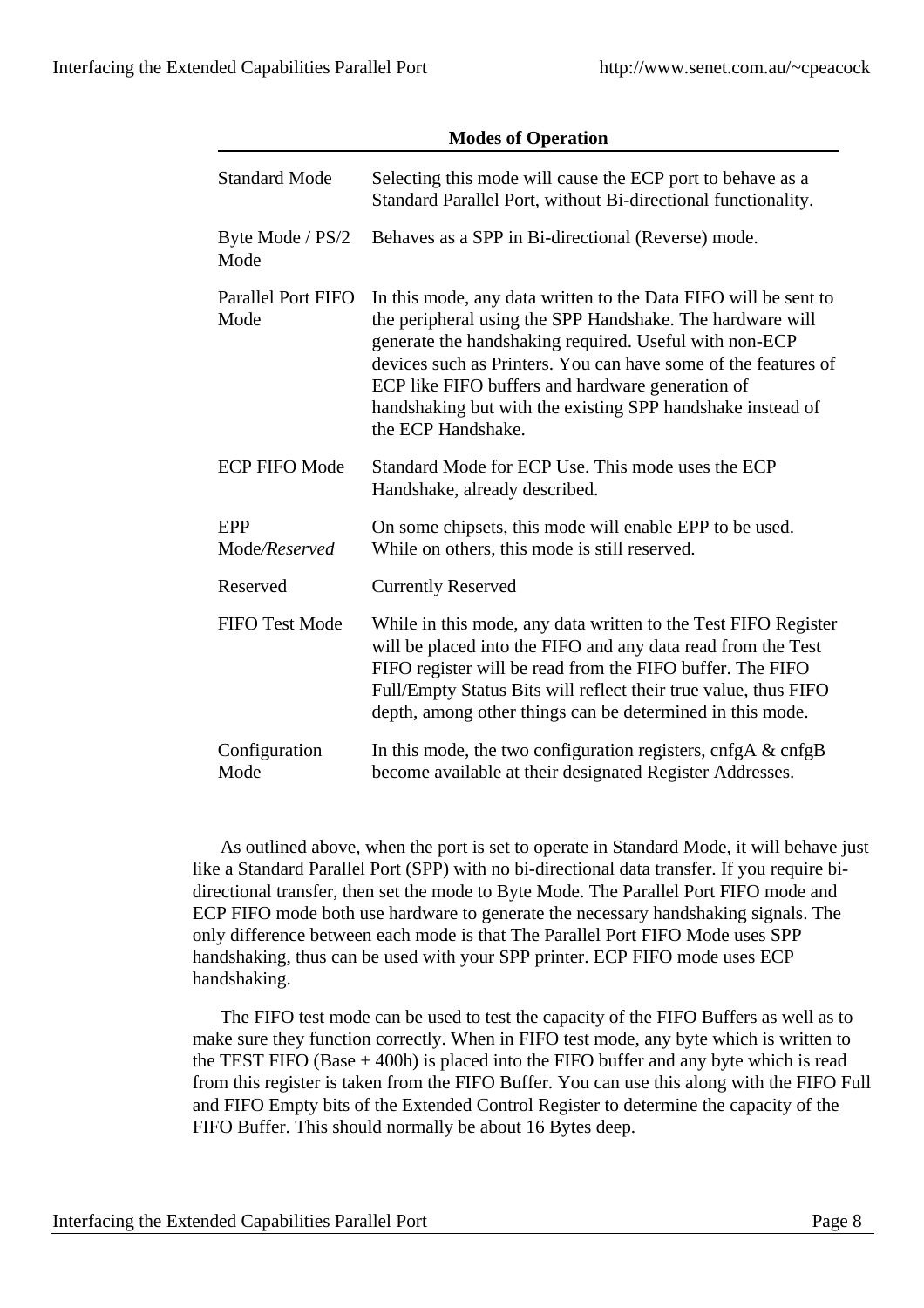| Modes of Operation | |
|---|---|
| Standard Mode | Selecting this mode will cause the ECP port to behave as a Standard Parallel Port, without Bi-directional functionality. |
| Byte Mode / PS/2 Mode | Behaves as a SPP in Bi-directional (Reverse) mode. |
| Parallel Port FIFO Mode | In this mode, any data written to the Data FIFO will be sent to the peripheral using the SPP Handshake. The hardware will generate the handshaking required. Useful with non-ECP devices such as Printers. You can have some of the features of ECP like FIFO buffers and hardware generation of handshaking but with the existing SPP handshake instead of the ECP Handshake. |
| ECP FIFO Mode | Standard Mode for ECP Use. This mode uses the ECP Handshake, already described. |
| EPP Mode/*Reserved* | On some chipsets, this mode will enable EPP to be used. While on others, this mode is still reserved. |
| Reserved | Currently Reserved |
| FIFO Test Mode | While in this mode, any data written to the Test FIFO Register will be placed into the FIFO and any data read from the Test FIFO register will be read from the FIFO buffer. The FIFO Full/Empty Status Bits will reflect their true value, thus FIFO depth, among other things can be determined in this mode. |
| Configuration Mode | In this mode, the two configuration registers, cnfgA & cnfgB become available at their designated Register Addresses. |

As outlined above, when the port is set to operate in Standard Mode, it will behave just like a Standard Parallel Port (SPP) with no bi-directional data transfer. If you require bi-directional transfer, then set the mode to Byte Mode. The Parallel Port FIFO mode and ECP FIFO mode both use hardware to generate the necessary handshaking signals. The only difference between each mode is that The Parallel Port FIFO Mode uses SPP handshaking, thus can be used with your SPP printer. ECP FIFO mode uses ECP handshaking.

The FIFO test mode can be used to test the capacity of the FIFO Buffers as well as to make sure they function correctly. When in FIFO test mode, any byte which is written to the TEST FIFO (Base + 400h) is placed into the FIFO buffer and any byte which is read from this register is taken from the FIFO Buffer. You can use this along with the FIFO Full and FIFO Empty bits of the Extended Control Register to determine the capacity of the FIFO Buffer. This should normally be about 16 Bytes deep.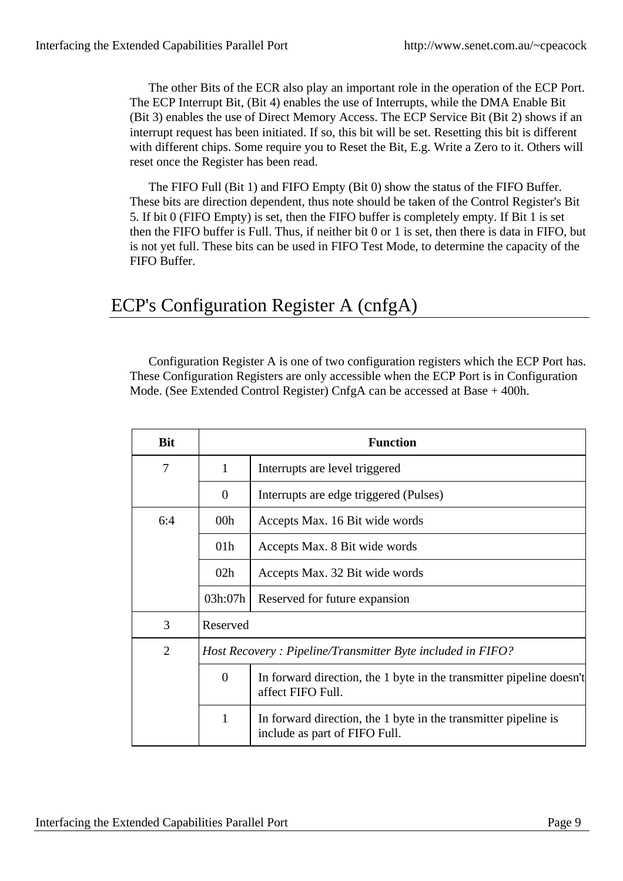The other Bits of the ECR also play an important role in the operation of the ECP Port. The ECP Interrupt Bit, (Bit 4) enables the use of Interrupts, while the DMA Enable Bit (Bit 3) enables the use of Direct Memory Access. The ECP Service Bit (Bit 2) shows if an interrupt request has been initiated. If so, this bit will be set. Resetting this bit is different with different chips. Some require you to Reset the Bit, E.g. Write a Zero to it. Others will reset once the Register has been read.

The FIFO Full (Bit 1) and FIFO Empty (Bit 0) show the status of the FIFO Buffer. These bits are direction dependent, thus note should be taken of the Control Register's Bit 5. If bit 0 (FIFO Empty) is set, then the FIFO buffer is completely empty. If Bit 1 is set then the FIFO buffer is Full. Thus, if neither bit 0 or 1 is set, then there is data in FIFO, but is not yet full. These bits can be used in FIFO Test Mode, to determine the capacity of the FIFO Buffer.

## ECP's Configuration Register A (cnfgA)

Configuration Register A is one of two configuration registers which the ECP Port has. These Configuration Registers are only accessible when the ECP Port is in Configuration Mode. (See Extended Control Register) CnfgA can be accessed at Base + 400h.

| Bit | Function | |
|---|---|---|
| 7 | 1 | Interrupts are level triggered |
| | 0 | Interrupts are edge triggered (Pulses) |
| 6:4 | 00h | Accepts Max. 16 Bit wide words |
| | 01h | Accepts Max. 8 Bit wide words |
| | 02h | Accepts Max. 32 Bit wide words |
| | 03h:07h | Reserved for future expansion |
| 3 | Reserved | |
| 2 | *Host Recovery : Pipeline/Transmitter Byte included in FIFO?* | |
| | 0 | In forward direction, the 1 byte in the transmitter pipeline doesn't affect FIFO Full. |
| | 1 | In forward direction, the 1 byte in the transmitter pipeline is include as part of FIFO Full. |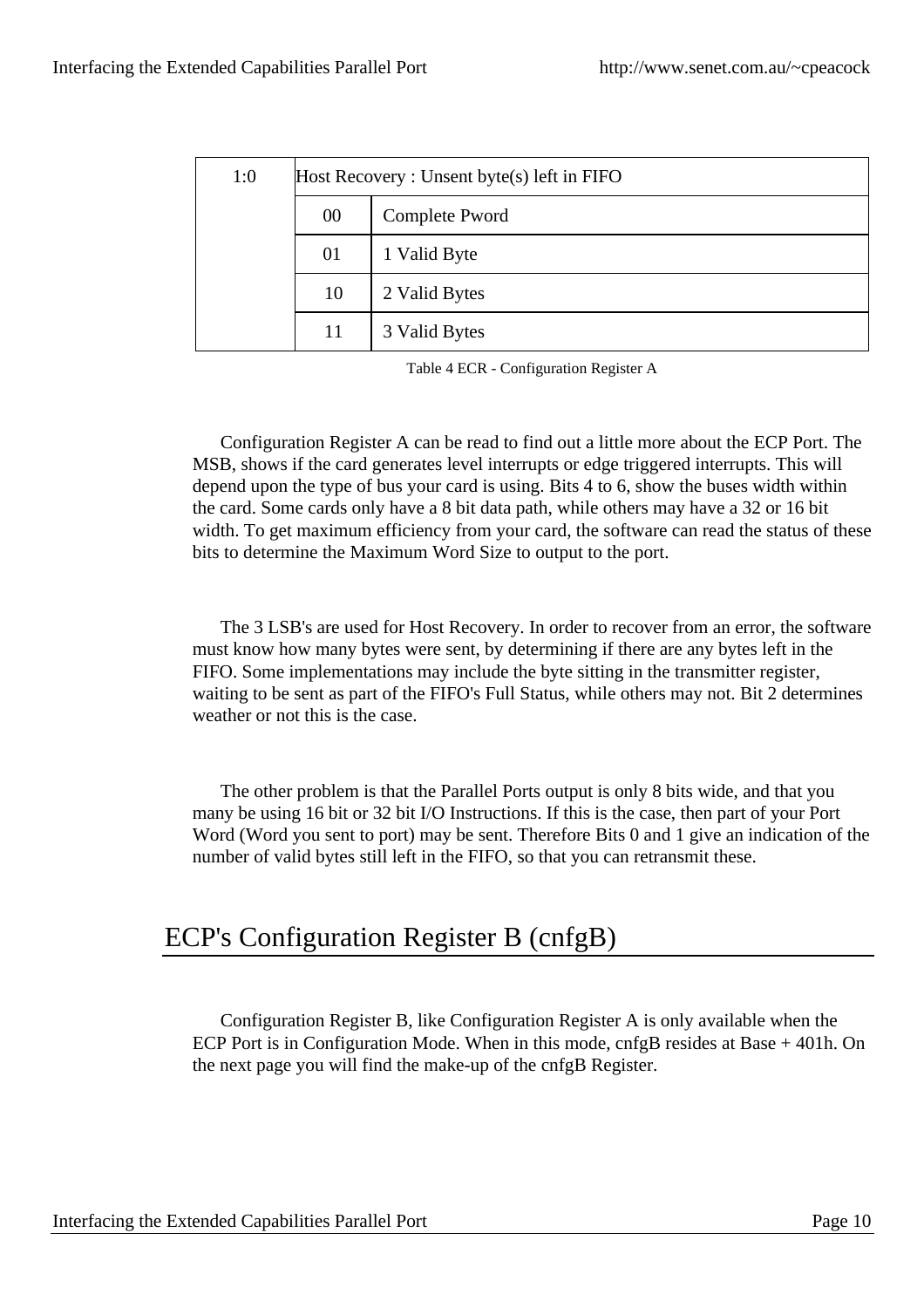| | | |
|---|---|---|
| 1:0 | Host Recovery : Unsent byte(s) left in FIFO | |
| | 00 | Complete Pword |
| | 01 | 1 Valid Byte |
| | 10 | 2 Valid Bytes |
| | 11 | 3 Valid Bytes |

Table 4 ECR - Configuration Register A

Configuration Register A can be read to find out a little more about the ECP Port. The MSB, shows if the card generates level interrupts or edge triggered interrupts. This will depend upon the type of bus your card is using. Bits 4 to 6, show the buses width within the card. Some cards only have a 8 bit data path, while others may have a 32 or 16 bit width. To get maximum efficiency from your card, the software can read the status of these bits to determine the Maximum Word Size to output to the port.

The 3 LSB's are used for Host Recovery. In order to recover from an error, the software must know how many bytes were sent, by determining if there are any bytes left in the FIFO. Some implementations may include the byte sitting in the transmitter register, waiting to be sent as part of the FIFO's Full Status, while others may not. Bit 2 determines weather or not this is the case.

The other problem is that the Parallel Ports output is only 8 bits wide, and that you many be using 16 bit or 32 bit I/O Instructions. If this is the case, then part of your Port Word (Word you sent to port) may be sent. Therefore Bits 0 and 1 give an indication of the number of valid bytes still left in the FIFO, so that you can retransmit these.

## ECP's Configuration Register B (cnfgB)

Configuration Register B, like Configuration Register A is only available when the ECP Port is in Configuration Mode. When in this mode, cnfgB resides at Base + 401h. On the next page you will find the make-up of the cnfgB Register.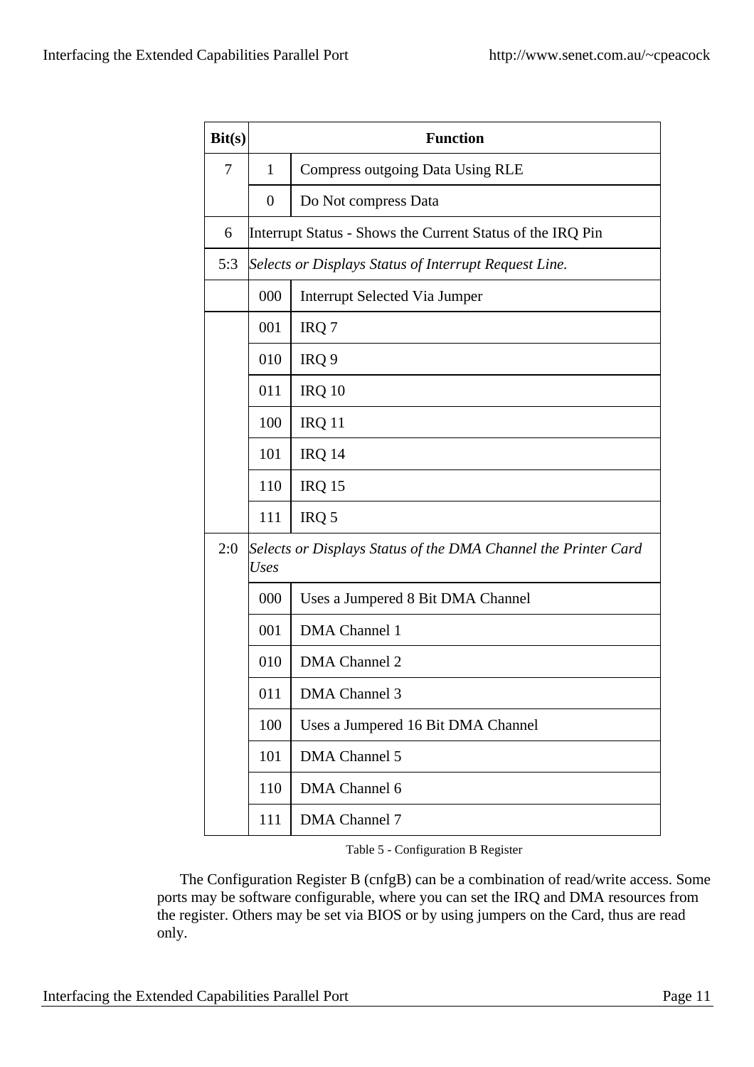| Bit(s) | Function | |
|---|---|---|
| 7 | 1 | Compress outgoing Data Using RLE |
| | 0 | Do Not compress Data |
| 6 | Interrupt Status - Shows the Current Status of the IRQ Pin | |
| 5:3 | *Selects or Displays Status of Interrupt Request Line.* | |
| | 000 | Interrupt Selected Via Jumper |
| | 001 | IRQ 7 |
| | 010 | IRQ 9 |
| | 011 | IRQ 10 |
| | 100 | IRQ 11 |
| | 101 | IRQ 14 |
| | 110 | IRQ 15 |
| | 111 | IRQ 5 |
| 2:0 | *Selects or Displays Status of the DMA Channel the Printer Card Uses* | |
| | 000 | Uses a Jumpered 8 Bit DMA Channel |
| | 001 | DMA Channel 1 |
| | 010 | DMA Channel 2 |
| | 011 | DMA Channel 3 |
| | 100 | Uses a Jumpered 16 Bit DMA Channel |
| | 101 | DMA Channel 5 |
| | 110 | DMA Channel 6 |
| | 111 | DMA Channel 7 |

Table 5 - Configuration B Register

The Configuration Register B (cnfgB) can be a combination of read/write access. Some ports may be software configurable, where you can set the IRQ and DMA resources from the register. Others may be set via BIOS or by using jumpers on the Card, thus are read only.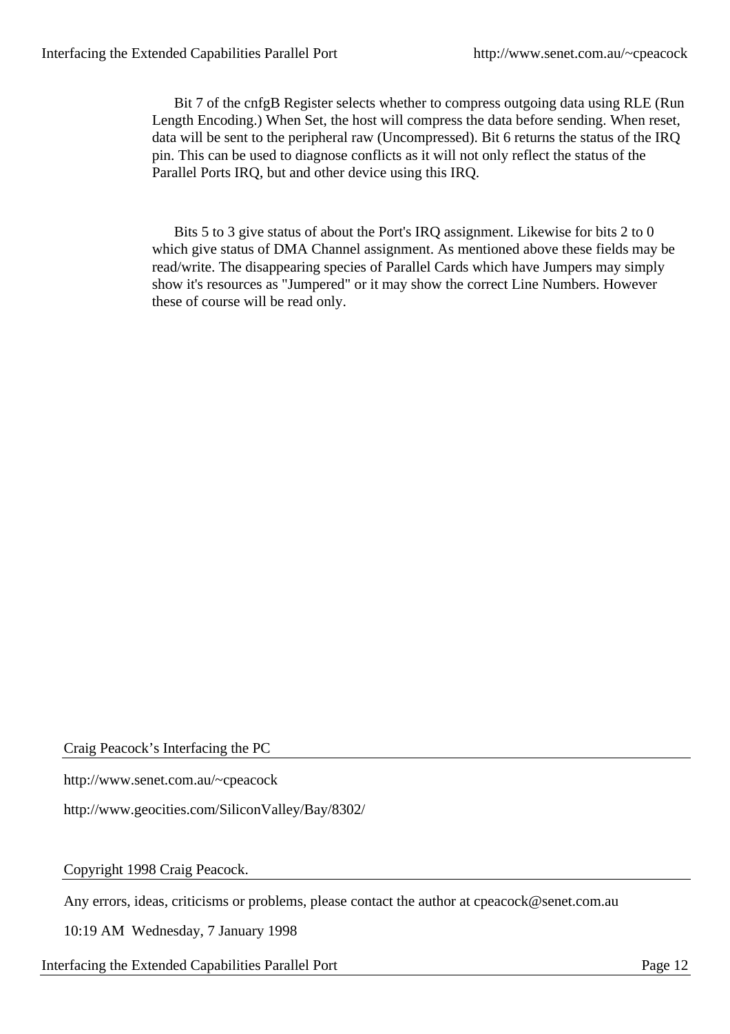Bit 7 of the cnfgB Register selects whether to compress outgoing data using RLE (Run Length Encoding.) When Set, the host will compress the data before sending. When reset, data will be sent to the peripheral raw (Uncompressed). Bit 6 returns the status of the IRQ pin. This can be used to diagnose conflicts as it will not only reflect the status of the Parallel Ports IRQ, but and other device using this IRQ.

Bits 5 to 3 give status of about the Port's IRQ assignment. Likewise for bits 2 to 0 which give status of DMA Channel assignment. As mentioned above these fields may be read/write. The disappearing species of Parallel Cards which have Jumpers may simply show it's resources as "Jumpered" or it may show the correct Line Numbers. However these of course will be read only.

Craig Peacock's Interfacing the PC

http://www.senet.com.au/~cpeacock

http://www.geocities.com/SiliconValley/Bay/8302/

Copyright 1998 Craig Peacock.

Any errors, ideas, criticisms or problems, please contact the author at cpeacock@senet.com.au

10:19 AM Wednesday, 7 January 1998